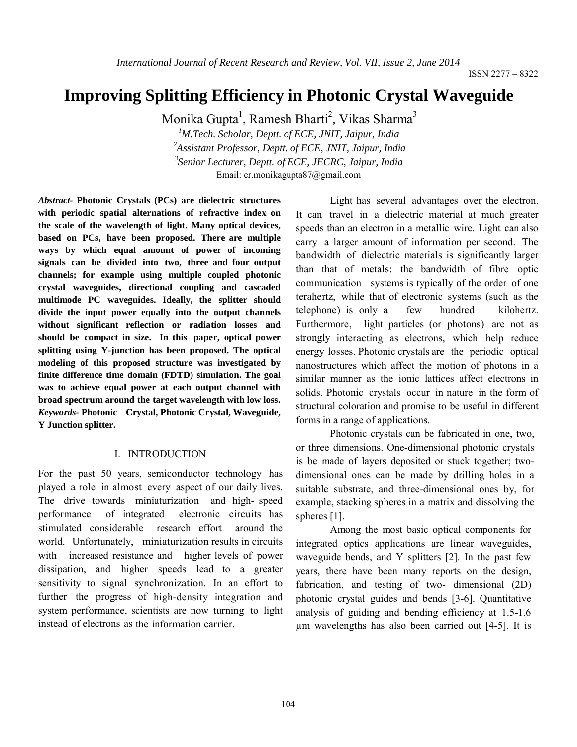# Improving Splitting Efficiency in Photonic Crystal Waveguide

Monika Gupta[1], Ramesh Bharti[2], Vikas Sharma[3]

[1]M.Tech. Scholar, Deptt. of ECE, JNIT, Jaipur, India

[2]Assistant Professor, Deptt. of ECE, JNIT, Jaipur, India

[3]Senior Lecturer, Deptt. of ECE, JECRC, Jaipur, India

Email: er.monikagupta87@gmail.com

***Abstract-* Photonic Crystals (PCs) are dielectric structures with periodic spatial alternations of refractive index on the scale of the wavelength of light. Many optical devices, based on PCs, have been proposed. There are multiple ways by which equal amount of power of incoming signals can be divided into two, three and four output channels; for example using multiple coupled photonic crystal waveguides, directional coupling and cascaded multimode PC waveguides. Ideally, the splitter should divide the input power equally into the output channels without significant reflection or radiation losses and should be compact in size. In this paper, optical power splitting using Y-junction has been proposed. The optical modeling of this proposed structure was investigated by finite difference time domain (FDTD) simulation. The goal was to achieve equal power at each output channel with broad spectrum around the target wavelength with low loss.**

***Keywords-* Photonic Crystal, Photonic Crystal, Waveguide, Y Junction splitter.**

## I. INTRODUCTION

For the past 50 years, semiconductor technology has played a role in almost every aspect of our daily lives. The drive towards miniaturization and high- speed performance of integrated electronic circuits has stimulated considerable research effort around the world. Unfortunately, miniaturization results in circuits with increased resistance and higher levels of power dissipation, and higher speeds lead to a greater sensitivity to signal synchronization. In an effort to further the progress of high-density integration and system performance, scientists are now turning to light instead of electrons as the information carrier.

Light has several advantages over the electron. It can travel in a dielectric material at much greater speeds than an electron in a metallic wire. Light can also carry a larger amount of information per second. The bandwidth of dielectric materials is significantly larger than that of metals: the bandwidth of fibre optic communication systems is typically of the order of one terahertz, while that of electronic systems (such as the telephone) is only a few hundred kilohertz. Furthermore, light particles (or photons) are not as strongly interacting as electrons, which help reduce energy losses. Photonic crystals are the periodic optical nanostructures which affect the motion of photons in a similar manner as the ionic lattices affect electrons in solids. Photonic crystals occur in nature in the form of structural coloration and promise to be useful in different forms in a range of applications.

Photonic crystals can be fabricated in one, two, or three dimensions. One-dimensional photonic crystals is be made of layers deposited or stuck together; two-dimensional ones can be made by drilling holes in a suitable substrate, and three-dimensional ones by, for example, stacking spheres in a matrix and dissolving the spheres [1].

Among the most basic optical components for integrated optics applications are linear waveguides, waveguide bends, and Y splitters [2]. In the past few years, there have been many reports on the design, fabrication, and testing of two- dimensional (2D) photonic crystal guides and bends [3-6]. Quantitative analysis of guiding and bending efficiency at 1.5-1.6 μm wavelengths has also been carried out [4-5]. It is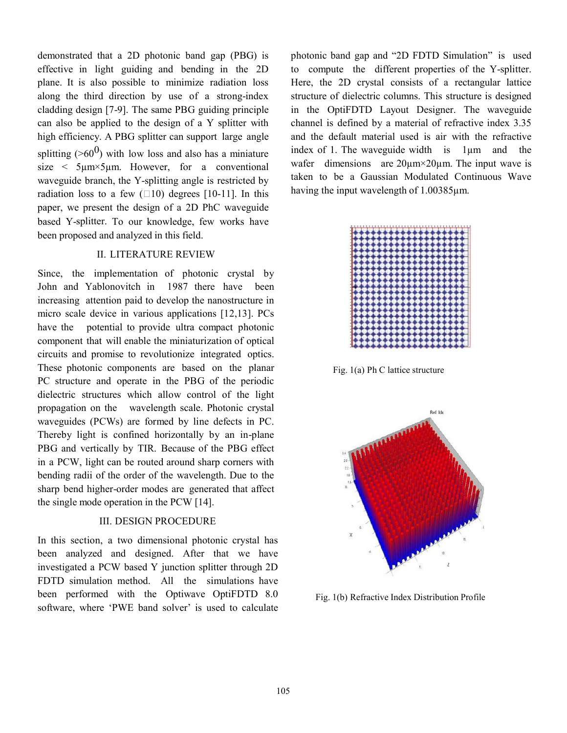demonstrated that a 2D photonic band gap (PBG) is effective in light guiding and bending in the 2D plane. It is also possible to minimize radiation loss along the third direction by use of a strong-index cladding design [7-9]. The same PBG guiding principle can also be applied to the design of a Y splitter with high efficiency. A PBG splitter can support large angle splitting (>$60^0$) with low loss and also has a miniature size < 5μm×5μm. However, for a conventional waveguide branch, the Y-splitting angle is restricted by radiation loss to a few (□10) degrees [10-11]. In this paper, we present the design of a 2D PhC waveguide based Y-splitter. To our knowledge, few works have been proposed and analyzed in this field.

## II. LITERATURE REVIEW

Since, the implementation of photonic crystal by John and Yablonovitch in 1987 there have been increasing attention paid to develop the nanostructure in micro scale device in various applications [12,13]. PCs have the potential to provide ultra compact photonic component that will enable the miniaturization of optical circuits and promise to revolutionize integrated optics. These photonic components are based on the planar PC structure and operate in the PBG of the periodic dielectric structures which allow control of the light propagation on the wavelength scale. Photonic crystal waveguides (PCWs) are formed by line defects in PC. Thereby light is confined horizontally by an in-plane PBG and vertically by TIR. Because of the PBG effect in a PCW, light can be routed around sharp corners with bending radii of the order of the wavelength. Due to the sharp bend higher-order modes are generated that affect the single mode operation in the PCW [14].

## III. DESIGN PROCEDURE

In this section, a two dimensional photonic crystal has been analyzed and designed. After that we have investigated a PCW based Y junction splitter through 2D FDTD simulation method. All the simulations have been performed with the Optiwave OptiFDTD 8.0 software, where 'PWE band solver' is used to calculate photonic band gap and "2D FDTD Simulation" is used to compute the different properties of the Y-splitter. Here, the 2D crystal consists of a rectangular lattice structure of dielectric columns. This structure is designed in the OptiFDTD Layout Designer. The waveguide channel is defined by a material of refractive index 3.35 and the default material used is air with the refractive index of 1. The waveguide width is 1μm and the wafer dimensions are 20μm×20μm. The input wave is taken to be a Gaussian Modulated Continuous Wave having the input wavelength of 1.00385μm.

Fig. 1(a) Ph C lattice structure

Fig. 1(b) Refractive Index Distribution Profile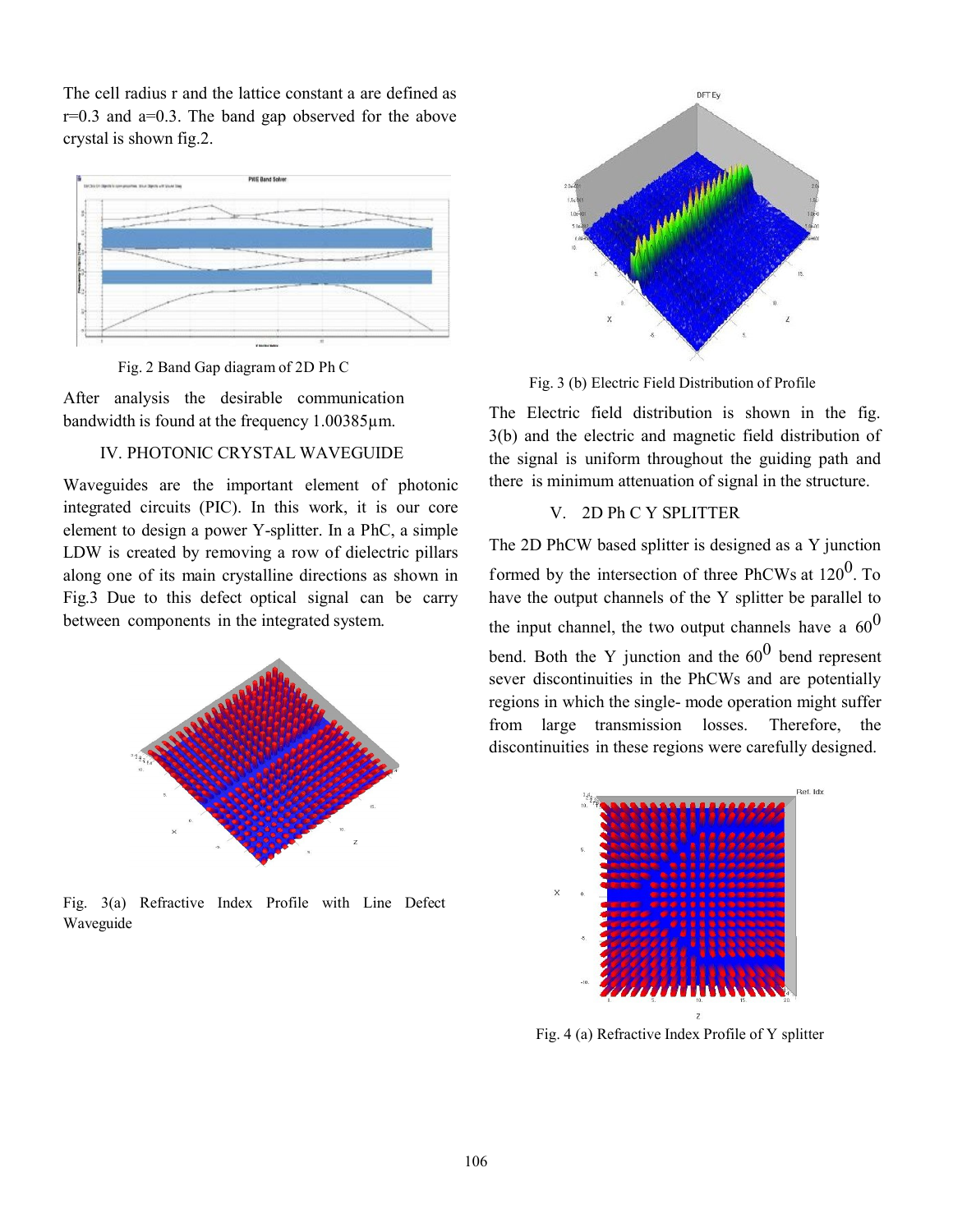The cell radius r and the lattice constant a are defined as r=0.3 and a=0.3. The band gap observed for the above crystal is shown fig.2.

Fig. 2 Band Gap diagram of 2D Ph C

After analysis the desirable communication bandwidth is found at the frequency 1.00385µm.

## IV. PHOTONIC CRYSTAL WAVEGUIDE

Waveguides are the important element of photonic integrated circuits (PIC). In this work, it is our core element to design a power Y-splitter. In a PhC, a simple LDW is created by removing a row of dielectric pillars along one of its main crystalline directions as shown in Fig.3 Due to this defect optical signal can be carry between components in the integrated system.

Fig. 3(a) Refractive Index Profile with Line Defect Waveguide

Fig. 3 (b) Electric Field Distribution of Profile

The Electric field distribution is shown in the fig. 3(b) and the electric and magnetic field distribution of the signal is uniform throughout the guiding path and there is minimum attenuation of signal in the structure.

## V. 2D Ph C Y SPLITTER

The 2D PhCW based splitter is designed as a Y junction formed by the intersection of three PhCWs at $120^0$. To have the output channels of the Y splitter be parallel to the input channel, the two output channels have a $60^0$ bend. Both the Y junction and the $60^0$ bend represent sever discontinuities in the PhCWs and are potentially regions in which the single- mode operation might suffer from large transmission losses. Therefore, the discontinuities in these regions were carefully designed.

Fig. 4 (a) Refractive Index Profile of Y splitter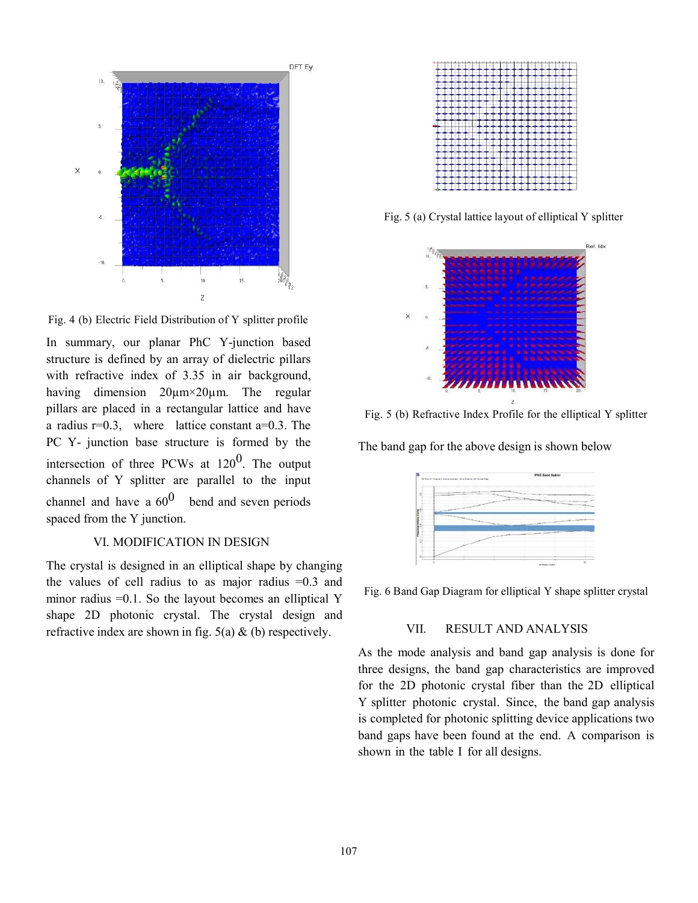DFT Ey

10.

5.

X 0.

-5.

-10.

0. 5. 10. 15. 20.

Z

Fig. 4 (b) Electric Field Distribution of Y splitter profile

In summary, our planar PhC Y-junction based structure is defined by an array of dielectric pillars with refractive index of 3.35 in air background, having dimension 20µm×20µm. The regular pillars are placed in a rectangular lattice and have a radius r=0.3, where lattice constant a=0.3. The PC Y- junction base structure is formed by the intersection of three PCWs at $120^0$. The output channels of Y splitter are parallel to the input channel and have a $60^0$ bend and seven periods spaced from the Y junction.

## VI. MODIFICATION IN DESIGN

The crystal is designed in an elliptical shape by changing the values of cell radius to as major radius =0.3 and minor radius =0.1. So the layout becomes an elliptical Y shape 2D photonic crystal. The crystal design and refractive index are shown in fig. 5(a) & (b) respectively.

Fig. 5 (a) Crystal lattice layout of elliptical Y splitter

Ref. Idx

X

Z

Fig. 5 (b) Refractive Index Profile for the elliptical Y splitter

The band gap for the above design is shown below

PWE Band Solver

Fig. 6 Band Gap Diagram for elliptical Y shape splitter crystal

## VII. RESULT AND ANALYSIS

As the mode analysis and band gap analysis is done for three designs, the band gap characteristics are improved for the 2D photonic crystal fiber than the 2D elliptical Y splitter photonic crystal. Since, the band gap analysis is completed for photonic splitting device applications two band gaps have been found at the end. A comparison is shown in the table I for all designs.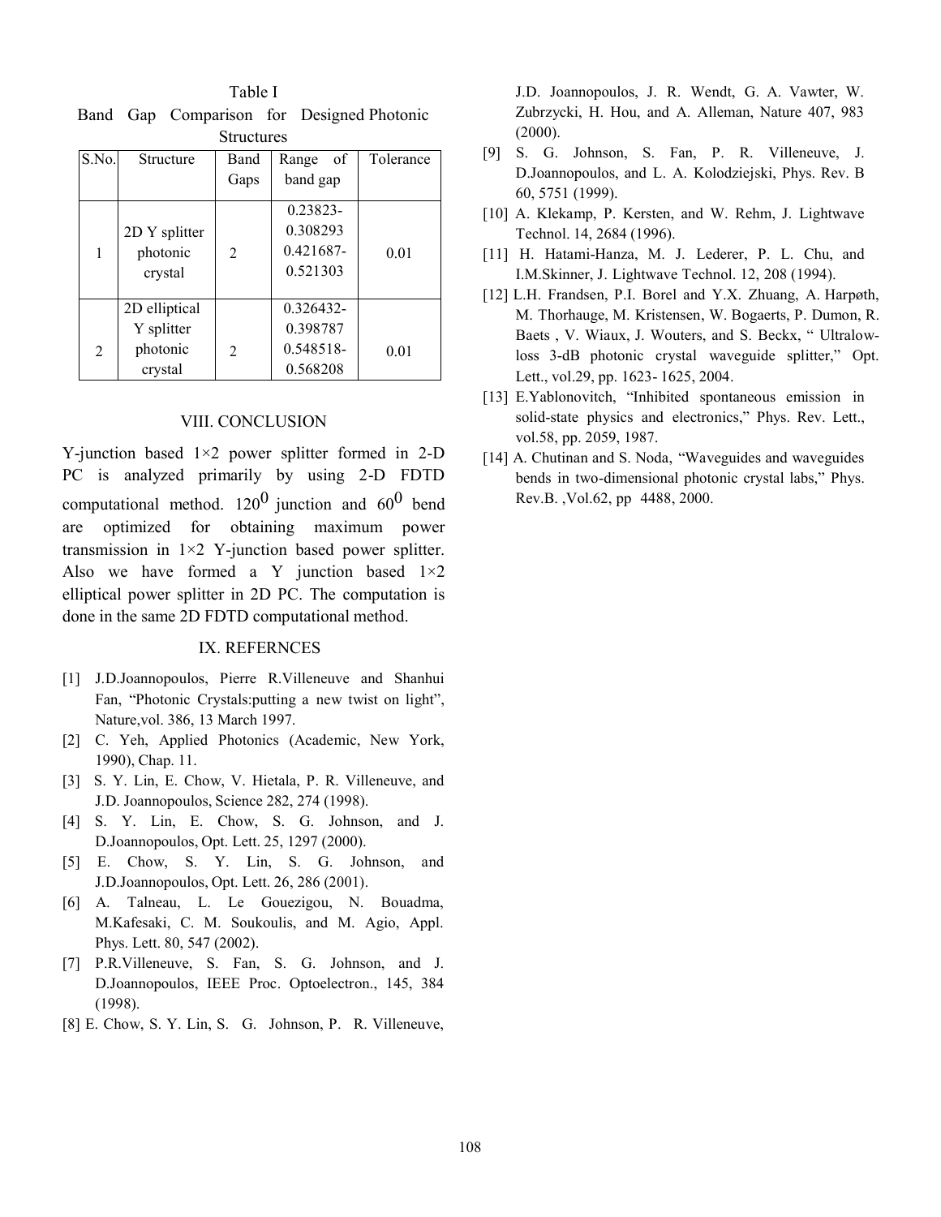Table I

Band Gap Comparison for Designed Photonic Structures

| S.No. | Structure | Band Gaps | Range of band gap | Tolerance |
|---|---|---|---|---|
| 1 | 2D Y splitter photonic crystal | 2 | 0.23823-0.308293 0.421687-0.521303 | 0.01 |
| 2 | 2D elliptical Y splitter photonic crystal | 2 | 0.326432-0.398787 0.548518-0.568208 | 0.01 |

## VIII. CONCLUSION

Y-junction based 1×2 power splitter formed in 2-D PC is analyzed primarily by using 2-D FDTD computational method. $120^0$ junction and $60^0$ bend are optimized for obtaining maximum power transmission in 1×2 Y-junction based power splitter. Also we have formed a Y junction based 1×2 elliptical power splitter in 2D PC. The computation is done in the same 2D FDTD computational method.

## IX. REFERNCES

[1] J.D.Joannopoulos, Pierre R.Villeneuve and Shanhui Fan, "Photonic Crystals:putting a new twist on light", Nature,vol. 386, 13 March 1997.

[2] C. Yeh, Applied Photonics (Academic, New York, 1990), Chap. 11.

[3] S. Y. Lin, E. Chow, V. Hietala, P. R. Villeneuve, and J.D. Joannopoulos, Science 282, 274 (1998).

[4] S. Y. Lin, E. Chow, S. G. Johnson, and J. D.Joannopoulos, Opt. Lett. 25, 1297 (2000).

[5] E. Chow, S. Y. Lin, S. G. Johnson, and J.D.Joannopoulos, Opt. Lett. 26, 286 (2001).

[6] A. Talneau, L. Le Gouezigou, N. Bouadma, M.Kafesaki, C. M. Soukoulis, and M. Agio, Appl. Phys. Lett. 80, 547 (2002).

[7] P.R.Villeneuve, S. Fan, S. G. Johnson, and J. D.Joannopoulos, IEEE Proc. Optoelectron., 145, 384 (1998).

[8] E. Chow, S. Y. Lin, S. G. Johnson, P. R. Villeneuve, J.D. Joannopoulos, J. R. Wendt, G. A. Vawter, W. Zubrzycki, H. Hou, and A. Alleman, Nature 407, 983 (2000).

[9] S. G. Johnson, S. Fan, P. R. Villeneuve, J. D.Joannopoulos, and L. A. Kolodziejski, Phys. Rev. B 60, 5751 (1999).

[10] A. Klekamp, P. Kersten, and W. Rehm, J. Lightwave Technol. 14, 2684 (1996).

[11] H. Hatami-Hanza, M. J. Lederer, P. L. Chu, and I.M.Skinner, J. Lightwave Technol. 12, 208 (1994).

[12] L.H. Frandsen, P.I. Borel and Y.X. Zhuang, A. Harpøth, M. Thorhauge, M. Kristensen, W. Bogaerts, P. Dumon, R. Baets , V. Wiaux, J. Wouters, and S. Beckx, " Ultralow-loss 3-dB photonic crystal waveguide splitter," Opt. Lett., vol.29, pp. 1623- 1625, 2004.

[13] E.Yablonovitch, "Inhibited spontaneous emission in solid-state physics and electronics," Phys. Rev. Lett., vol.58, pp. 2059, 1987.

[14] A. Chutinan and S. Noda, "Waveguides and waveguides bends in two-dimensional photonic crystal labs," Phys. Rev.B. ,Vol.62, pp 4488, 2000.